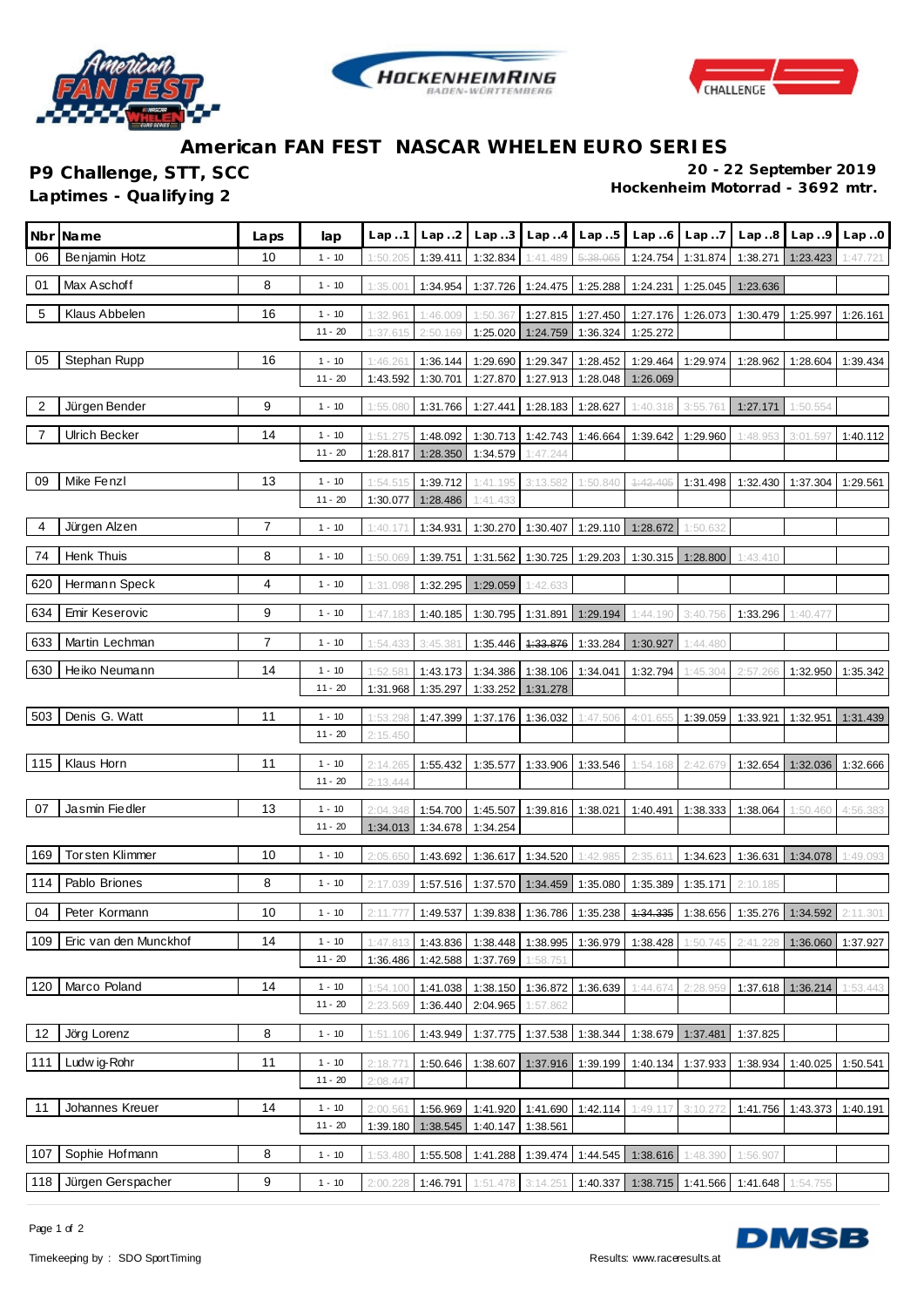# American FAN FEST NASCAR WHELEN EURO SERIES

**P9 Challenge, STT, SCC**

**Laptimes - Qualifying 2**

**20 - 22 September 2019**

**Hockenheim Motorrad - 3692 mtr.**

| Nbr | Name | Laps | lap | Lap..1 | Lap..2 | Lap..3 | Lap..4 | Lap..5 | Lap..6 | Lap..7 | Lap..8 | Lap..9 | Lap..0 |
|---|---|---|---|---|---|---|---|---|---|---|---|---|---|
| 06 | Benjamin Hotz | 10 | 1 - 10 | 1:50.205 | 1:39.411 | 1:32.834 | 1:41.489 | 5:38.065 | 1:24.754 | 1:31.874 | 1:38.271 | 1:23.423 | 1:47.721 |
| 01 | Max Aschoff | 8 | 1 - 10 | 1:35.001 | 1:34.954 | 1:37.726 | 1:24.475 | 1:25.288 | 1:24.231 | 1:25.045 | 1:23.636 | | |
| 5 | Klaus Abbelen | 16 | 1 - 10 | 1:32.961 | 1:46.009 | 1:50.367 | 1:27.815 | 1:27.450 | 1:27.176 | 1:26.073 | 1:30.479 | 1:25.997 | 1:26.161 |
| | | | 11 - 20 | 1:37.615 | 2:50.169 | 1:25.020 | 1:24.759 | 1:36.324 | 1:25.272 | | | | |
| 05 | Stephan Rupp | 16 | 1 - 10 | 1:46.261 | 1:36.144 | 1:29.690 | 1:29.347 | 1:28.452 | 1:29.464 | 1:29.974 | 1:28.962 | 1:28.604 | 1:39.434 |
| | | | 11 - 20 | 1:43.592 | 1:30.701 | 1:27.870 | 1:27.913 | 1:28.048 | 1:26.069 | | | | |
| 2 | Jürgen Bender | 9 | 1 - 10 | 1:55.080 | 1:31.766 | 1:27.441 | 1:28.183 | 1:28.627 | 1:40.318 | 3:55.761 | 1:27.171 | 1:50.554 | |
| 7 | Ulrich Becker | 14 | 1 - 10 | 1:51.275 | 1:48.092 | 1:30.713 | 1:42.743 | 1:46.664 | 1:39.642 | 1:29.960 | 1:48.953 | 3:01.597 | 1:40.112 |
| | | | 11 - 20 | 1:28.817 | 1:28.350 | 1:34.579 | 1:47.244 | | | | | | |
| 09 | Mike Fenzl | 13 | 1 - 10 | 1:54.515 | 1:39.712 | 1:41.195 | 3:13.582 | 1:50.840 | ~~1:42.405~~ | 1:31.498 | 1:32.430 | 1:37.304 | 1:29.561 |
| | | | 11 - 20 | 1:30.077 | 1:28.486 | 1:41.433 | | | | | | | |
| 4 | Jürgen Alzen | 7 | 1 - 10 | 1:40.171 | 1:34.931 | 1:30.270 | 1:30.407 | 1:29.110 | 1:28.672 | 1:50.632 | | | |
| 74 | Henk Thuis | 8 | 1 - 10 | 1:50.069 | 1:39.751 | 1:31.562 | 1:30.725 | 1:29.203 | 1:30.315 | 1:28.800 | 1:43.410 | | |
| 620 | Hermann Speck | 4 | 1 - 10 | 1:31.098 | 1:32.295 | 1:29.059 | 1:42.633 | | | | | | |
| 634 | Emir Keserovic | 9 | 1 - 10 | 1:47.183 | 1:40.185 | 1:30.795 | 1:31.891 | 1:29.194 | 1:44.190 | 3:40.756 | 1:33.296 | 1:40.477 | |
| 633 | Martin Lechman | 7 | 1 - 10 | 1:54.433 | 3:45.381 | 1:35.446 | ~~1:33.876~~ | 1:33.284 | 1:30.927 | 1:44.480 | | | |
| 630 | Heiko Neumann | 14 | 1 - 10 | 1:52.581 | 1:43.173 | 1:34.386 | 1:38.106 | 1:34.041 | 1:32.794 | 1:45.304 | 2:57.266 | 1:32.950 | 1:35.342 |
| | | | 11 - 20 | 1:31.968 | 1:35.297 | 1:33.252 | 1:31.278 | | | | | | |
| 503 | Denis G. Watt | 11 | 1 - 10 | 1:53.298 | 1:47.399 | 1:37.176 | 1:36.032 | 1:47.506 | 4:01.655 | 1:39.059 | 1:33.921 | 1:32.951 | 1:31.439 |
| | | | 11 - 20 | 2:15.450 | | | | | | | | | |
| 115 | Klaus Horn | 11 | 1 - 10 | 2:14.265 | 1:55.432 | 1:35.577 | 1:33.906 | 1:33.546 | 1:54.168 | 2:42.679 | 1:32.654 | 1:32.036 | 1:32.666 |
| | | | 11 - 20 | 2:13.444 | | | | | | | | | |
| 07 | Jasmin Fiedler | 13 | 1 - 10 | 2:04.348 | 1:54.700 | 1:45.507 | 1:39.816 | 1:38.021 | 1:40.491 | 1:38.333 | 1:38.064 | 1:50.460 | 4:56.383 |
| | | | 11 - 20 | 1:34.013 | 1:34.678 | 1:34.254 | | | | | | | |
| 169 | Torsten Klimmer | 10 | 1 - 10 | 2:05.650 | 1:43.692 | 1:36.617 | 1:34.520 | 1:42.985 | 2:35.611 | 1:34.623 | 1:36.631 | 1:34.078 | 1:49.093 |
| 114 | Pablo Briones | 8 | 1 - 10 | 2:17.039 | 1:57.516 | 1:37.570 | 1:34.459 | 1:35.080 | 1:35.389 | 1:35.171 | 2:10.185 | | |
| 04 | Peter Kormann | 10 | 1 - 10 | 2:11.777 | 1:49.537 | 1:39.838 | 1:36.786 | 1:35.238 | ~~1:34.335~~ | 1:38.656 | 1:35.276 | 1:34.592 | 2:11.301 |
| 109 | Eric van den Munckhof | 14 | 1 - 10 | 1:47.813 | 1:43.836 | 1:38.448 | 1:38.995 | 1:36.979 | 1:38.428 | 1:50.745 | 2:41.228 | 1:36.060 | 1:37.927 |
| | | | 11 - 20 | 1:36.486 | 1:42.588 | 1:37.769 | 1:58.751 | | | | | | |
| 120 | Marco Poland | 14 | 1 - 10 | 1:54.100 | 1:41.038 | 1:38.150 | 1:36.872 | 1:36.639 | 1:44.674 | 2:28.959 | 1:37.618 | 1:36.214 | 1:53.443 |
| | | | 11 - 20 | 2:23.569 | 1:36.440 | 2:04.965 | 1:57.862 | | | | | | |
| 12 | Jörg Lorenz | 8 | 1 - 10 | 1:51.106 | 1:43.949 | 1:37.775 | 1:37.538 | 1:38.344 | 1:38.679 | 1:37.481 | 1:37.825 | | |
| 111 | Ludwig-Rohr | 11 | 1 - 10 | 2:18.771 | 1:50.646 | 1:38.607 | 1:37.916 | 1:39.199 | 1:40.134 | 1:37.933 | 1:38.934 | 1:40.025 | 1:50.541 |
| | | | 11 - 20 | 2:08.447 | | | | | | | | | |
| 11 | Johannes Kreuer | 14 | 1 - 10 | 2:00.561 | 1:56.969 | 1:41.920 | 1:41.690 | 1:42.114 | 1:49.117 | 3:10.272 | 1:41.756 | 1:43.373 | 1:40.191 |
| | | | 11 - 20 | 1:39.180 | 1:38.545 | 1:40.147 | 1:38.561 | | | | | | |
| 107 | Sophie Hofmann | 8 | 1 - 10 | 1:53.480 | 1:55.508 | 1:41.288 | 1:39.474 | 1:44.545 | 1:38.616 | 1:48.390 | 1:56.907 | | |
| 118 | Jürgen Gerspacher | 9 | 1 - 10 | 2:00.228 | 1:46.791 | 1:51.478 | 3:14.251 | 1:40.337 | 1:38.715 | 1:41.566 | 1:41.648 | 1:54.755 | |

Timekeeping by : SDO SportTiming

Results: www.raceresults.at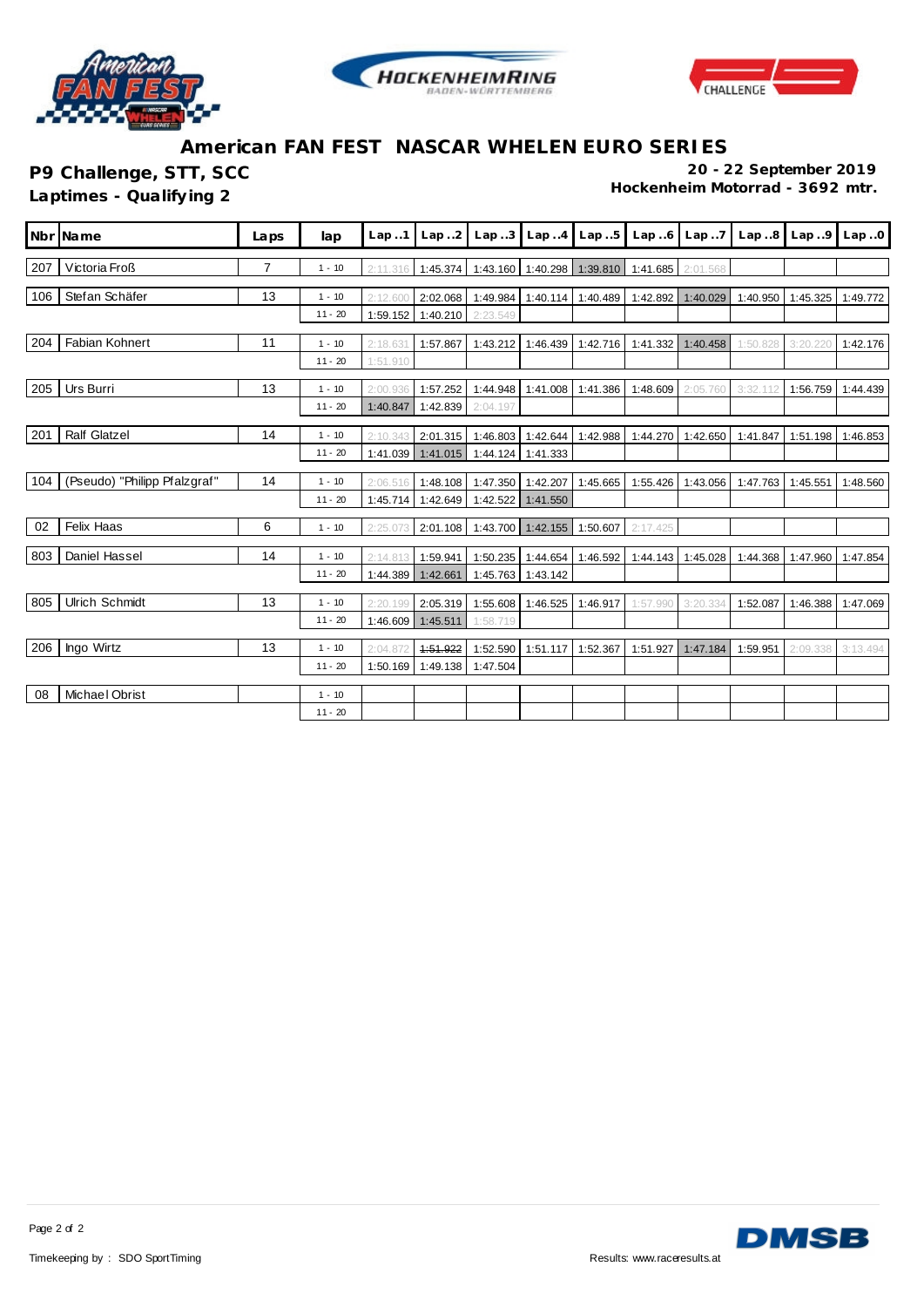## American FAN FEST NASCAR WHELEN EURO SERIES

**P9 Challenge, STT, SCC**

**Laptimes - Qualifying 2**

**20 - 22 September 2019**

**Hockenheim Motorrad - 3692 mtr.**

| Nbr | Name | Laps | lap | Lap..1 | Lap..2 | Lap..3 | Lap..4 | Lap..5 | Lap..6 | Lap..7 | Lap..8 | Lap..9 | Lap..0 |
|---|---|---|---|---|---|---|---|---|---|---|---|---|---|
| 207 | Victoria Froß | 7 | 1 - 10 | 2:11.316 | 1:45.374 | 1:43.160 | 1:40.298 | 1:39.810 | 1:41.685 | 2:01.568 | | | |
| 106 | Stefan Schäfer | 13 | 1 - 10 | 2:12.600 | 2:02.068 | 1:49.984 | 1:40.114 | 1:40.489 | 1:42.892 | 1:40.029 | 1:40.950 | 1:45.325 | 1:49.772 |
| | | | 11 - 20 | 1:59.152 | 1:40.210 | 2:23.549 | | | | | | | |
| 204 | Fabian Kohnert | 11 | 1 - 10 | 2:18.631 | 1:57.867 | 1:43.212 | 1:46.439 | 1:42.716 | 1:41.332 | 1:40.458 | 1:50.828 | 3:20.220 | 1:42.176 |
| | | | 11 - 20 | 1:51.910 | | | | | | | | | |
| 205 | Urs Burri | 13 | 1 - 10 | 2:00.936 | 1:57.252 | 1:44.948 | 1:41.008 | 1:41.386 | 1:48.609 | 2:05.760 | 3:32.112 | 1:56.759 | 1:44.439 |
| | | | 11 - 20 | 1:40.847 | 1:42.839 | 2:04.197 | | | | | | | |
| 201 | Ralf Glatzel | 14 | 1 - 10 | 2:10.343 | 2:01.315 | 1:46.803 | 1:42.644 | 1:42.988 | 1:44.270 | 1:42.650 | 1:41.847 | 1:51.198 | 1:46.853 |
| | | | 11 - 20 | 1:41.039 | 1:41.015 | 1:44.124 | 1:41.333 | | | | | | |
| 104 | (Pseudo) "Philipp Pfalzgraf" | 14 | 1 - 10 | 2:06.516 | 1:48.108 | 1:47.350 | 1:42.207 | 1:45.665 | 1:55.426 | 1:43.056 | 1:47.763 | 1:45.551 | 1:48.560 |
| | | | 11 - 20 | 1:45.714 | 1:42.649 | 1:42.522 | 1:41.550 | | | | | | |
| 02 | Felix Haas | 6 | 1 - 10 | 2:25.073 | 2:01.108 | 1:43.700 | 1:42.155 | 1:50.607 | 2:17.425 | | | | |
| 803 | Daniel Hassel | 14 | 1 - 10 | 2:14.813 | 1:59.941 | 1:50.235 | 1:44.654 | 1:46.592 | 1:44.143 | 1:45.028 | 1:44.368 | 1:47.960 | 1:47.854 |
| | | | 11 - 20 | 1:44.389 | 1:42.661 | 1:45.763 | 1:43.142 | | | | | | |
| 805 | Ulrich Schmidt | 13 | 1 - 10 | 2:20.199 | 2:05.319 | 1:55.608 | 1:46.525 | 1:46.917 | 1:57.990 | 3:20.334 | 1:52.087 | 1:46.388 | 1:47.069 |
| | | | 11 - 20 | 1:46.609 | 1:45.511 | 1:58.719 | | | | | | | |
| 206 | Ingo Wirtz | 13 | 1 - 10 | 2:04.872 | ~~1:51.922~~ | 1:52.590 | 1:51.117 | 1:52.367 | 1:51.927 | 1:47.184 | 1:59.951 | 2:09.338 | 3:13.494 |
| | | | 11 - 20 | 1:50.169 | 1:49.138 | 1:47.504 | | | | | | | |
| 08 | Michael Obrist | | 1 - 10 | | | | | | | | | | |
| | | | 11 - 20 | | | | | | | | | | |

Timekeeping by : SDO SportTiming

Results: www.raceresults.at